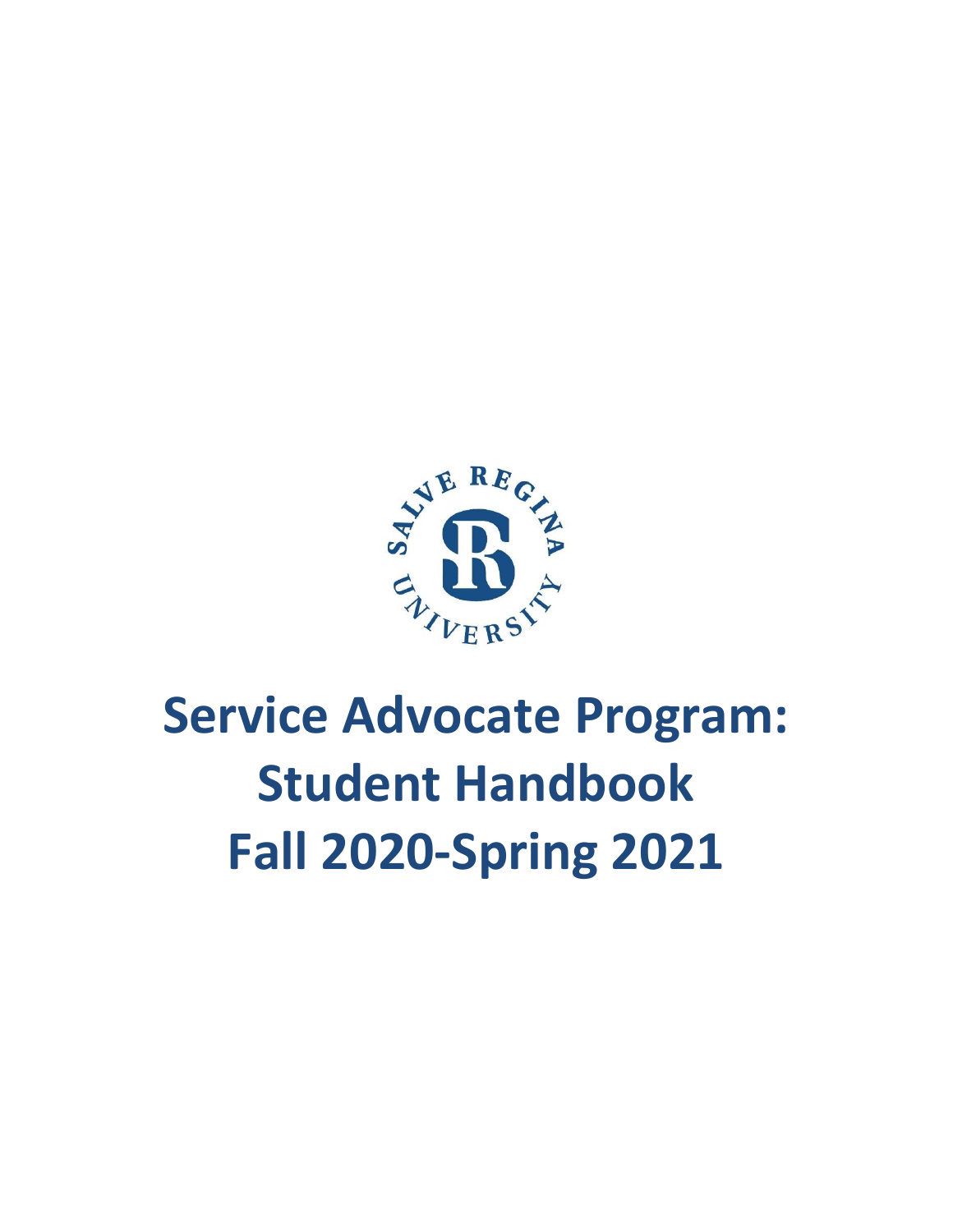# Service Advocate Program: Student Handbook Fall 2020-Spring 2021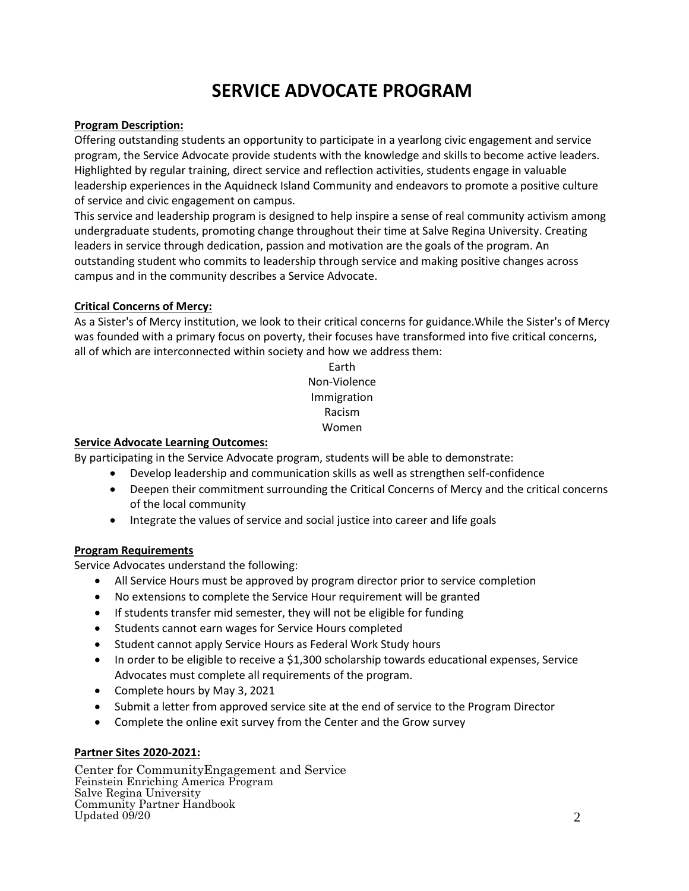# SERVICE ADVOCATE PROGRAM

**Program Description:**

Offering outstanding students an opportunity to participate in a yearlong civic engagement and service program, the Service Advocate provide students with the knowledge and skills to become active leaders. Highlighted by regular training, direct service and reflection activities, students engage in valuable leadership experiences in the Aquidneck Island Community and endeavors to promote a positive culture of service and civic engagement on campus.

This service and leadership program is designed to help inspire a sense of real community activism among undergraduate students, promoting change throughout their time at Salve Regina University. Creating leaders in service through dedication, passion and motivation are the goals of the program. An outstanding student who commits to leadership through service and making positive changes across campus and in the community describes a Service Advocate.

**Critical Concerns of Mercy:**

As a Sister's of Mercy institution, we look to their critical concerns for guidance.While the Sister's of Mercy was founded with a primary focus on poverty, their focuses have transformed into five critical concerns, all of which are interconnected within society and how we address them:

Earth
Non-Violence
Immigration
Racism
Women

**Service Advocate Learning Outcomes:**

By participating in the Service Advocate program, students will be able to demonstrate:

- Develop leadership and communication skills as well as strengthen self-confidence
- Deepen their commitment surrounding the Critical Concerns of Mercy and the critical concerns of the local community
- Integrate the values of service and social justice into career and life goals

**Program Requirements**

Service Advocates understand the following:

- All Service Hours must be approved by program director prior to service completion
- No extensions to complete the Service Hour requirement will be granted
- If students transfer mid semester, they will not be eligible for funding
- Students cannot earn wages for Service Hours completed
- Student cannot apply Service Hours as Federal Work Study hours
- In order to be eligible to receive a $1,300 scholarship towards educational expenses, Service Advocates must complete all requirements of the program.
- Complete hours by May 3, 2021
- Submit a letter from approved service site at the end of service to the Program Director
- Complete the online exit survey from the Center and the Grow survey

**Partner Sites 2020-2021:**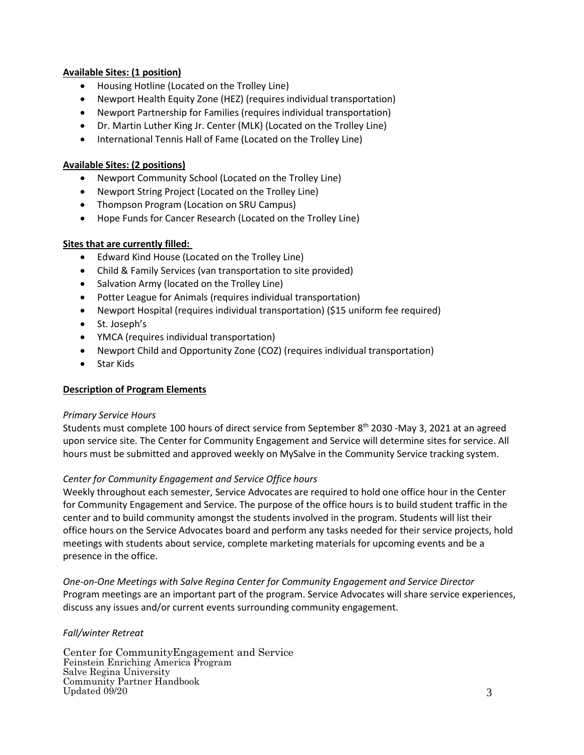**Available Sites: (1 position)**

- Housing Hotline (Located on the Trolley Line)
- Newport Health Equity Zone (HEZ) (requires individual transportation)
- Newport Partnership for Families (requires individual transportation)
- Dr. Martin Luther King Jr. Center (MLK) (Located on the Trolley Line)
- International Tennis Hall of Fame (Located on the Trolley Line)

**Available Sites: (2 positions)**

- Newport Community School (Located on the Trolley Line)
- Newport String Project (Located on the Trolley Line)
- Thompson Program (Location on SRU Campus)
- Hope Funds for Cancer Research (Located on the Trolley Line)

**Sites that are currently filled:**

- Edward Kind House (Located on the Trolley Line)
- Child & Family Services (van transportation to site provided)
- Salvation Army (located on the Trolley Line)
- Potter League for Animals (requires individual transportation)
- Newport Hospital (requires individual transportation) ($15 uniform fee required)
- St. Joseph's
- YMCA (requires individual transportation)
- Newport Child and Opportunity Zone (COZ) (requires individual transportation)
- Star Kids

**Description of Program Elements**

*Primary Service Hours*

Students must complete 100 hours of direct service from September 8th 2030 -May 3, 2021 at an agreed upon service site. The Center for Community Engagement and Service will determine sites for service. All hours must be submitted and approved weekly on MySalve in the Community Service tracking system.

*Center for Community Engagement and Service Office hours*

Weekly throughout each semester, Service Advocates are required to hold one office hour in the Center for Community Engagement and Service. The purpose of the office hours is to build student traffic in the center and to build community amongst the students involved in the program. Students will list their office hours on the Service Advocates board and perform any tasks needed for their service projects, hold meetings with students about service, complete marketing materials for upcoming events and be a presence in the office.

*One-on-One Meetings with Salve Regina Center for Community Engagement and Service Director*

Program meetings are an important part of the program. Service Advocates will share service experiences, discuss any issues and/or current events surrounding community engagement.

*Fall/winter Retreat*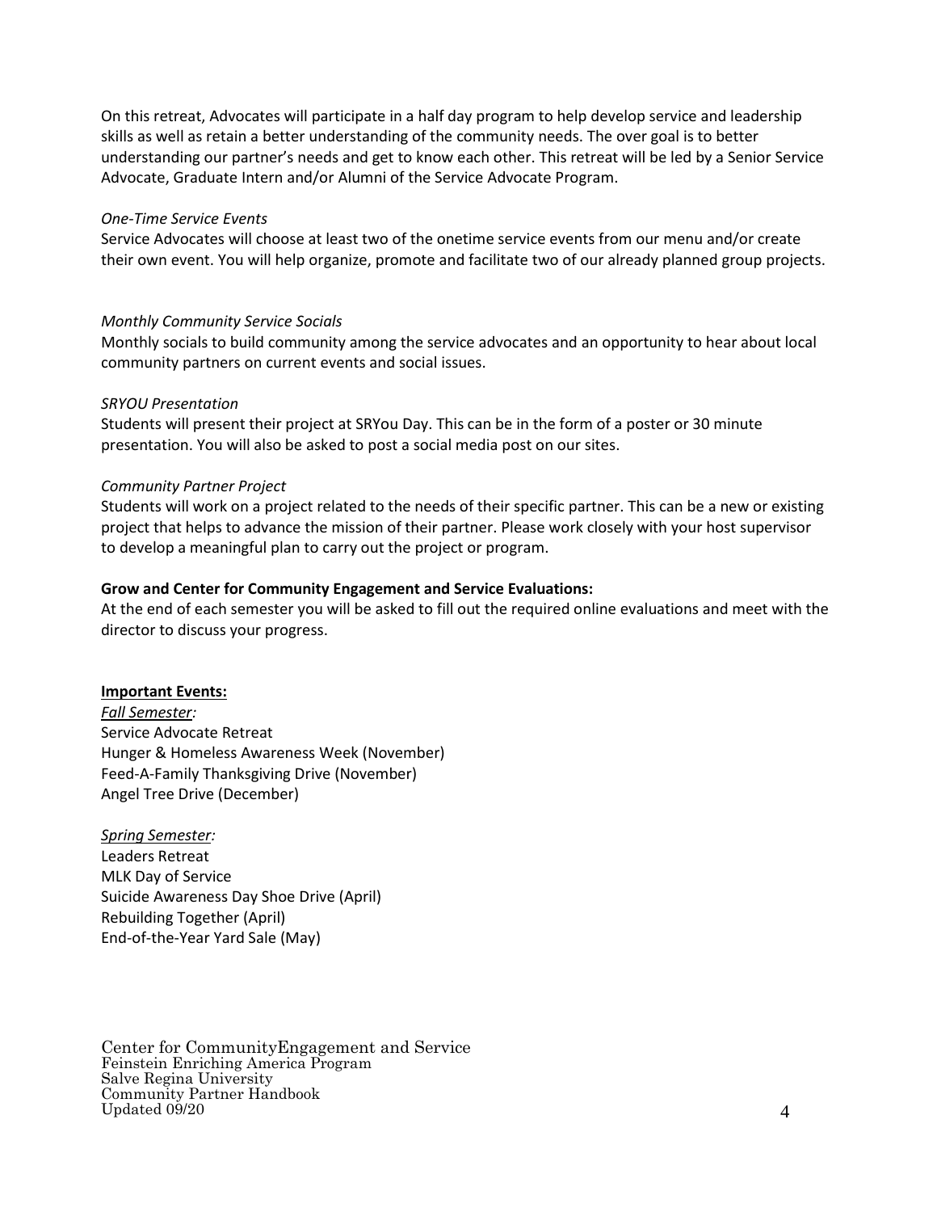On this retreat, Advocates will participate in a half day program to help develop service and leadership skills as well as retain a better understanding of the community needs. The over goal is to better understanding our partner's needs and get to know each other. This retreat will be led by a Senior Service Advocate, Graduate Intern and/or Alumni of the Service Advocate Program.

*One-Time Service Events*

Service Advocates will choose at least two of the onetime service events from our menu and/or create their own event. You will help organize, promote and facilitate two of our already planned group projects.

*Monthly Community Service Socials*

Monthly socials to build community among the service advocates and an opportunity to hear about local community partners on current events and social issues.

*SRYOU Presentation*

Students will present their project at SRYou Day. This can be in the form of a poster or 30 minute presentation. You will also be asked to post a social media post on our sites.

*Community Partner Project*

Students will work on a project related to the needs of their specific partner. This can be a new or existing project that helps to advance the mission of their partner. Please work closely with your host supervisor to develop a meaningful plan to carry out the project or program.

**Grow and Center for Community Engagement and Service Evaluations:**

At the end of each semester you will be asked to fill out the required online evaluations and meet with the director to discuss your progress.

**Important Events:**

*Fall Semester:*

Service Advocate Retreat
Hunger & Homeless Awareness Week (November)
Feed-A-Family Thanksgiving Drive (November)
Angel Tree Drive (December)

*Spring Semester:*

Leaders Retreat
MLK Day of Service
Suicide Awareness Day Shoe Drive (April)
Rebuilding Together (April)
End-of-the-Year Yard Sale (May)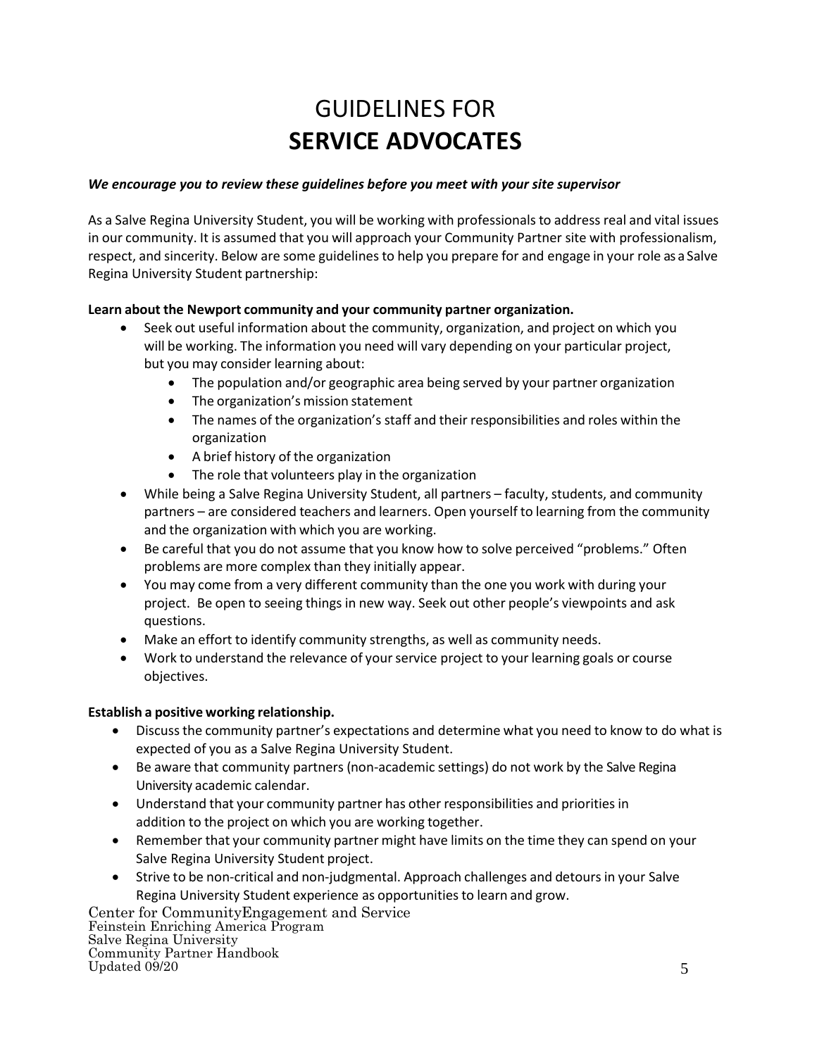# GUIDELINES FOR **SERVICE ADVOCATES**

***We encourage you to review these guidelines before you meet with your site supervisor***

As a Salve Regina University Student, you will be working with professionals to address real and vital issues in our community. It is assumed that you will approach your Community Partner site with professionalism, respect, and sincerity. Below are some guidelines to help you prepare for and engage in your role as a Salve Regina University Student partnership:

**Learn about the Newport community and your community partner organization.**

- Seek out useful information about the community, organization, and project on which you will be working. The information you need will vary depending on your particular project, but you may consider learning about:
  - The population and/or geographic area being served by your partner organization
  - The organization's mission statement
  - The names of the organization's staff and their responsibilities and roles within the organization
  - A brief history of the organization
  - The role that volunteers play in the organization
- While being a Salve Regina University Student, all partners – faculty, students, and community partners – are considered teachers and learners. Open yourself to learning from the community and the organization with which you are working.
- Be careful that you do not assume that you know how to solve perceived "problems." Often problems are more complex than they initially appear.
- You may come from a very different community than the one you work with during your project. Be open to seeing things in new way. Seek out other people's viewpoints and ask questions.
- Make an effort to identify community strengths, as well as community needs.
- Work to understand the relevance of your service project to your learning goals or course objectives.

**Establish a positive working relationship.**

- Discuss the community partner's expectations and determine what you need to know to do what is expected of you as a Salve Regina University Student.
- Be aware that community partners (non-academic settings) do not work by the Salve Regina University academic calendar.
- Understand that your community partner has other responsibilities and priorities in addition to the project on which you are working together.
- Remember that your community partner might have limits on the time they can spend on your Salve Regina University Student project.
- Strive to be non-critical and non-judgmental. Approach challenges and detours in your Salve Regina University Student experience as opportunities to learn and grow.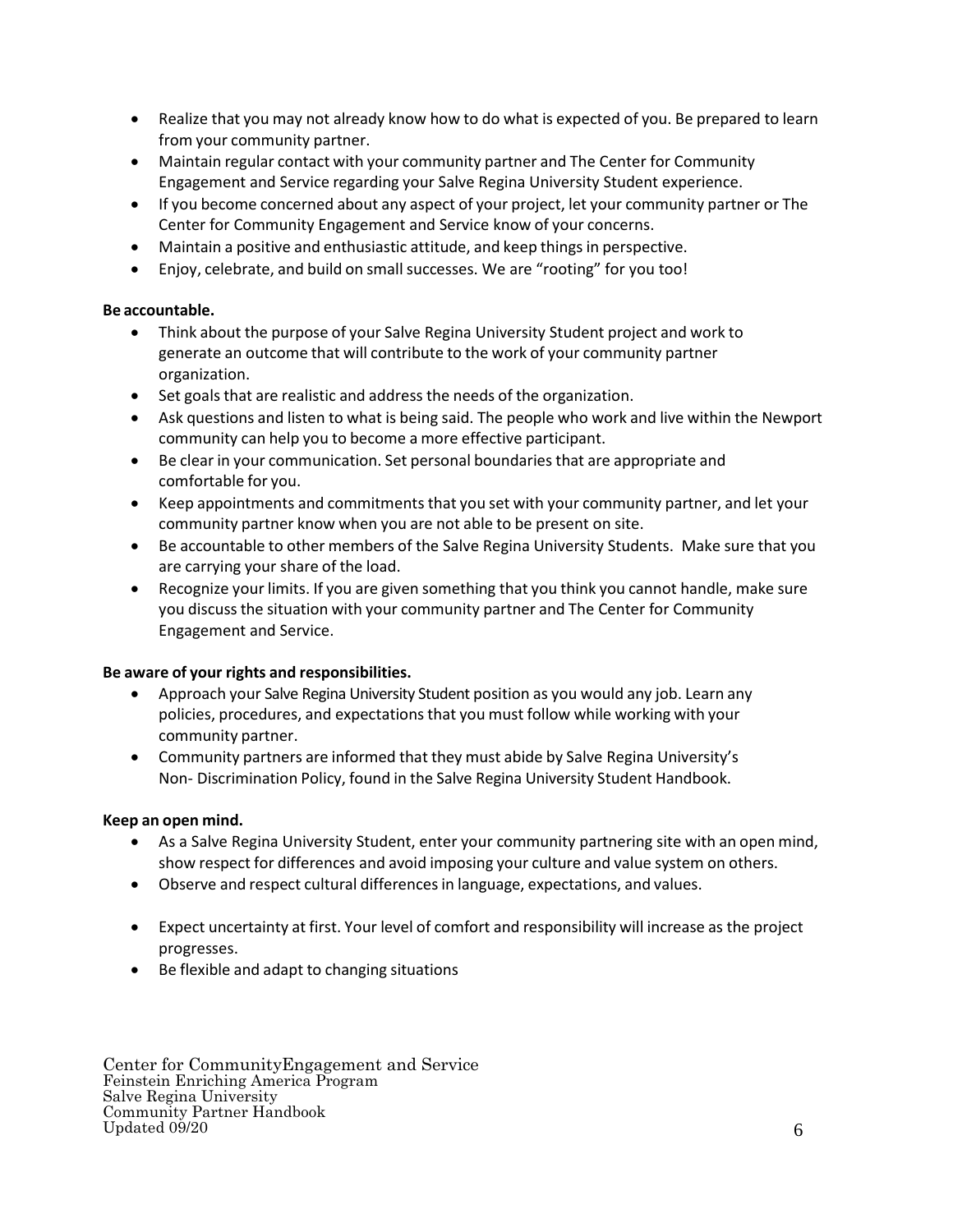- Realize that you may not already know how to do what is expected of you. Be prepared to learn from your community partner.
- Maintain regular contact with your community partner and The Center for Community Engagement and Service regarding your Salve Regina University Student experience.
- If you become concerned about any aspect of your project, let your community partner or The Center for Community Engagement and Service know of your concerns.
- Maintain a positive and enthusiastic attitude, and keep things in perspective.
- Enjoy, celebrate, and build on small successes. We are "rooting" for you too!

**Be accountable.**

- Think about the purpose of your Salve Regina University Student project and work to generate an outcome that will contribute to the work of your community partner organization.
- Set goals that are realistic and address the needs of the organization.
- Ask questions and listen to what is being said. The people who work and live within the Newport community can help you to become a more effective participant.
- Be clear in your communication. Set personal boundaries that are appropriate and comfortable for you.
- Keep appointments and commitments that you set with your community partner, and let your community partner know when you are not able to be present on site.
- Be accountable to other members of the Salve Regina University Students. Make sure that you are carrying your share of the load.
- Recognize your limits. If you are given something that you think you cannot handle, make sure you discuss the situation with your community partner and The Center for Community Engagement and Service.

**Be aware of your rights and responsibilities.**

- Approach your Salve Regina University Student position as you would any job. Learn any policies, procedures, and expectations that you must follow while working with your community partner.
- Community partners are informed that they must abide by Salve Regina University's Non- Discrimination Policy, found in the Salve Regina University Student Handbook.

**Keep an open mind.**

- As a Salve Regina University Student, enter your community partnering site with an open mind, show respect for differences and avoid imposing your culture and value system on others.
- Observe and respect cultural differences in language, expectations, and values.
- Expect uncertainty at first. Your level of comfort and responsibility will increase as the project progresses.
- Be flexible and adapt to changing situations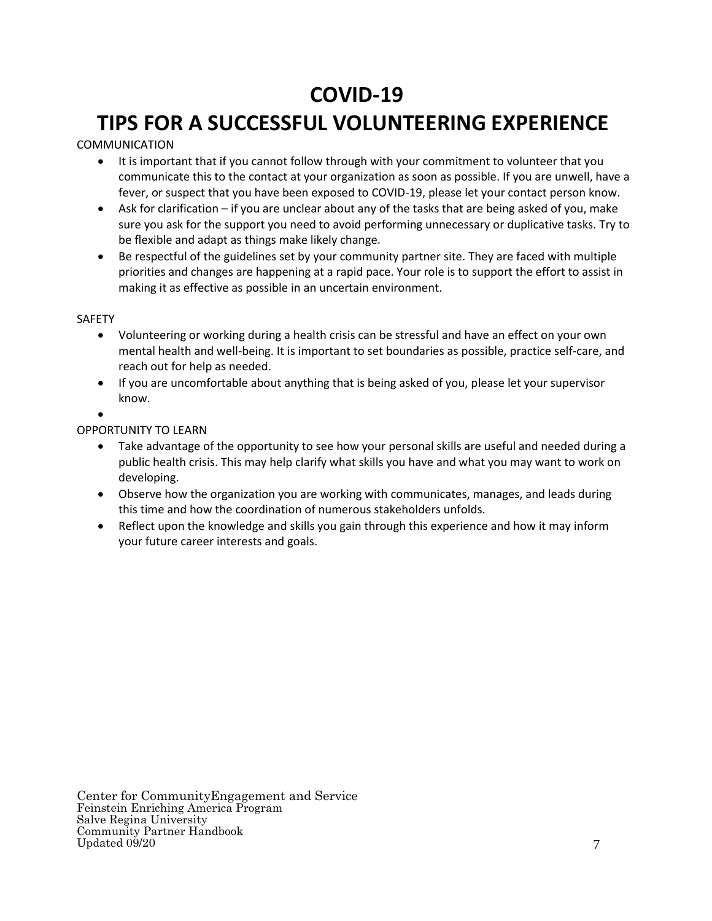# COVID-19

# TIPS FOR A SUCCESSFUL VOLUNTEERING EXPERIENCE

COMMUNICATION

- It is important that if you cannot follow through with your commitment to volunteer that you communicate this to the contact at your organization as soon as possible. If you are unwell, have a fever, or suspect that you have been exposed to COVID-19, please let your contact person know.
- Ask for clarification – if you are unclear about any of the tasks that are being asked of you, make sure you ask for the support you need to avoid performing unnecessary or duplicative tasks. Try to be flexible and adapt as things make likely change.
- Be respectful of the guidelines set by your community partner site. They are faced with multiple priorities and changes are happening at a rapid pace. Your role is to support the effort to assist in making it as effective as possible in an uncertain environment.

SAFETY

- Volunteering or working during a health crisis can be stressful and have an effect on your own mental health and well-being. It is important to set boundaries as possible, practice self-care, and reach out for help as needed.
- If you are uncomfortable about anything that is being asked of you, please let your supervisor know.

OPPORTUNITY TO LEARN

- Take advantage of the opportunity to see how your personal skills are useful and needed during a public health crisis. This may help clarify what skills you have and what you may want to work on developing.
- Observe how the organization you are working with communicates, manages, and leads during this time and how the coordination of numerous stakeholders unfolds.
- Reflect upon the knowledge and skills you gain through this experience and how it may inform your future career interests and goals.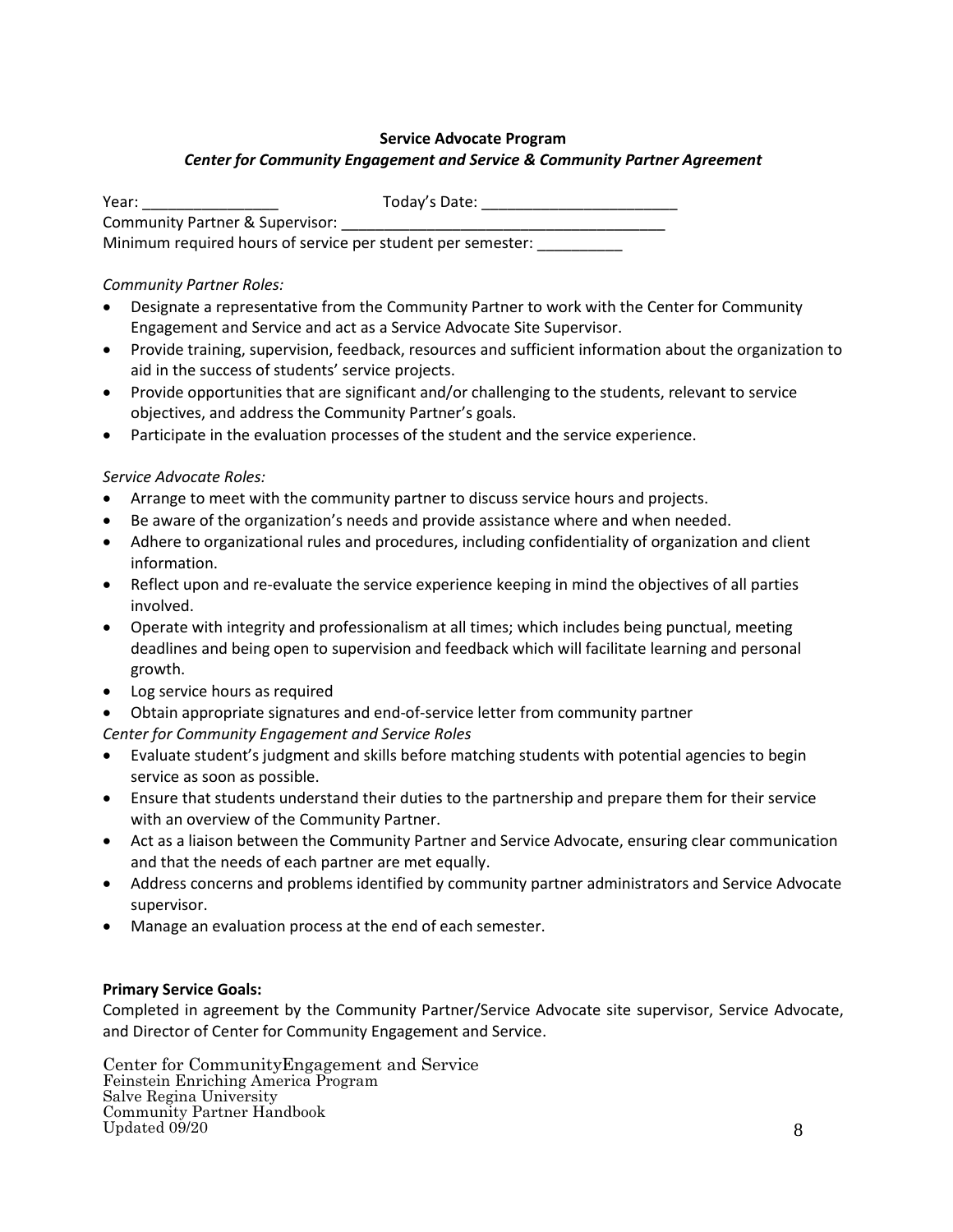**Service Advocate Program**

***Center for Community Engagement and Service & Community Partner Agreement***

Year: ________________ Today's Date: _______________________

Community Partner & Supervisor: _______________________________________

Minimum required hours of service per student per semester: __________

*Community Partner Roles:*

- Designate a representative from the Community Partner to work with the Center for Community Engagement and Service and act as a Service Advocate Site Supervisor.
- Provide training, supervision, feedback, resources and sufficient information about the organization to aid in the success of students' service projects.
- Provide opportunities that are significant and/or challenging to the students, relevant to service objectives, and address the Community Partner's goals.
- Participate in the evaluation processes of the student and the service experience.

*Service Advocate Roles:*

- Arrange to meet with the community partner to discuss service hours and projects.
- Be aware of the organization's needs and provide assistance where and when needed.
- Adhere to organizational rules and procedures, including confidentiality of organization and client information.
- Reflect upon and re-evaluate the service experience keeping in mind the objectives of all parties involved.
- Operate with integrity and professionalism at all times; which includes being punctual, meeting deadlines and being open to supervision and feedback which will facilitate learning and personal growth.
- Log service hours as required
- Obtain appropriate signatures and end-of-service letter from community partner

*Center for Community Engagement and Service Roles*

- Evaluate student's judgment and skills before matching students with potential agencies to begin service as soon as possible.
- Ensure that students understand their duties to the partnership and prepare them for their service with an overview of the Community Partner.
- Act as a liaison between the Community Partner and Service Advocate, ensuring clear communication and that the needs of each partner are met equally.
- Address concerns and problems identified by community partner administrators and Service Advocate supervisor.
- Manage an evaluation process at the end of each semester.

**Primary Service Goals:**

Completed in agreement by the Community Partner/Service Advocate site supervisor, Service Advocate, and Director of Center for Community Engagement and Service.

Center for CommunityEngagement and Service
Feinstein Enriching America Program
Salve Regina University
Community Partner Handbook
Updated 09/20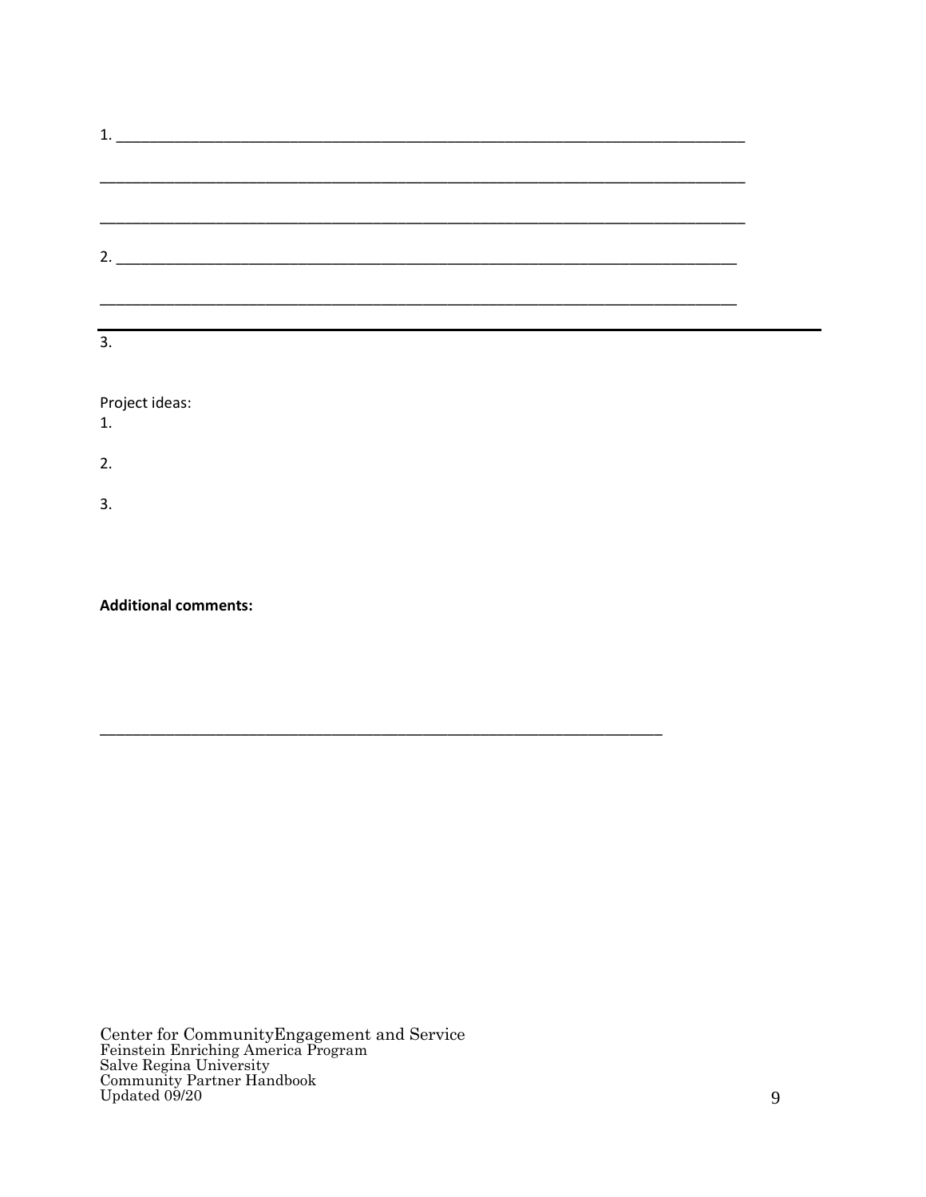1. ____________________________________________________________________________

______________________________________________________________________________

______________________________________________________________________________

2. ___________________________________________________________________________

_____________________________________________________________________________

---

3.

Project ideas:

1.

2.

3.

**Additional comments:**

____________________________________________________________________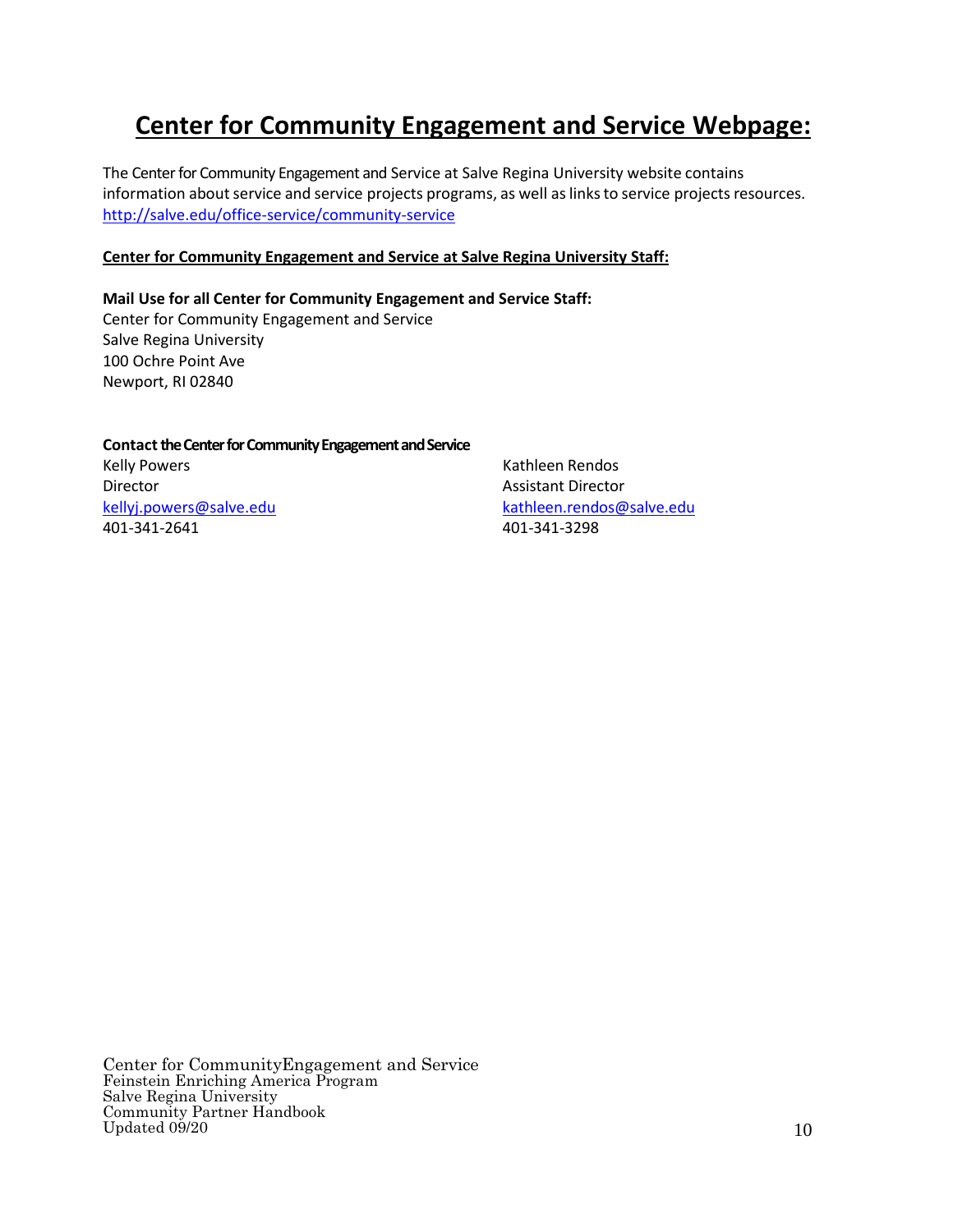# Center for Community Engagement and Service Webpage:

The Center for Community Engagement and Service at Salve Regina University website contains information about service and service projects programs, as well as links to service projects resources. http://salve.edu/office-service/community-service

**Center for Community Engagement and Service at Salve Regina University Staff:**

**Mail Use for all Center for Community Engagement and Service Staff:**
Center for Community Engagement and Service
Salve Regina University
100 Ochre Point Ave
Newport, RI 02840

**Contact the Center for Community Engagement and Service**

Kelly Powers
Director
kellyj.powers@salve.edu
401-341-2641

Kathleen Rendos
Assistant Director
kathleen.rendos@salve.edu
401-341-3298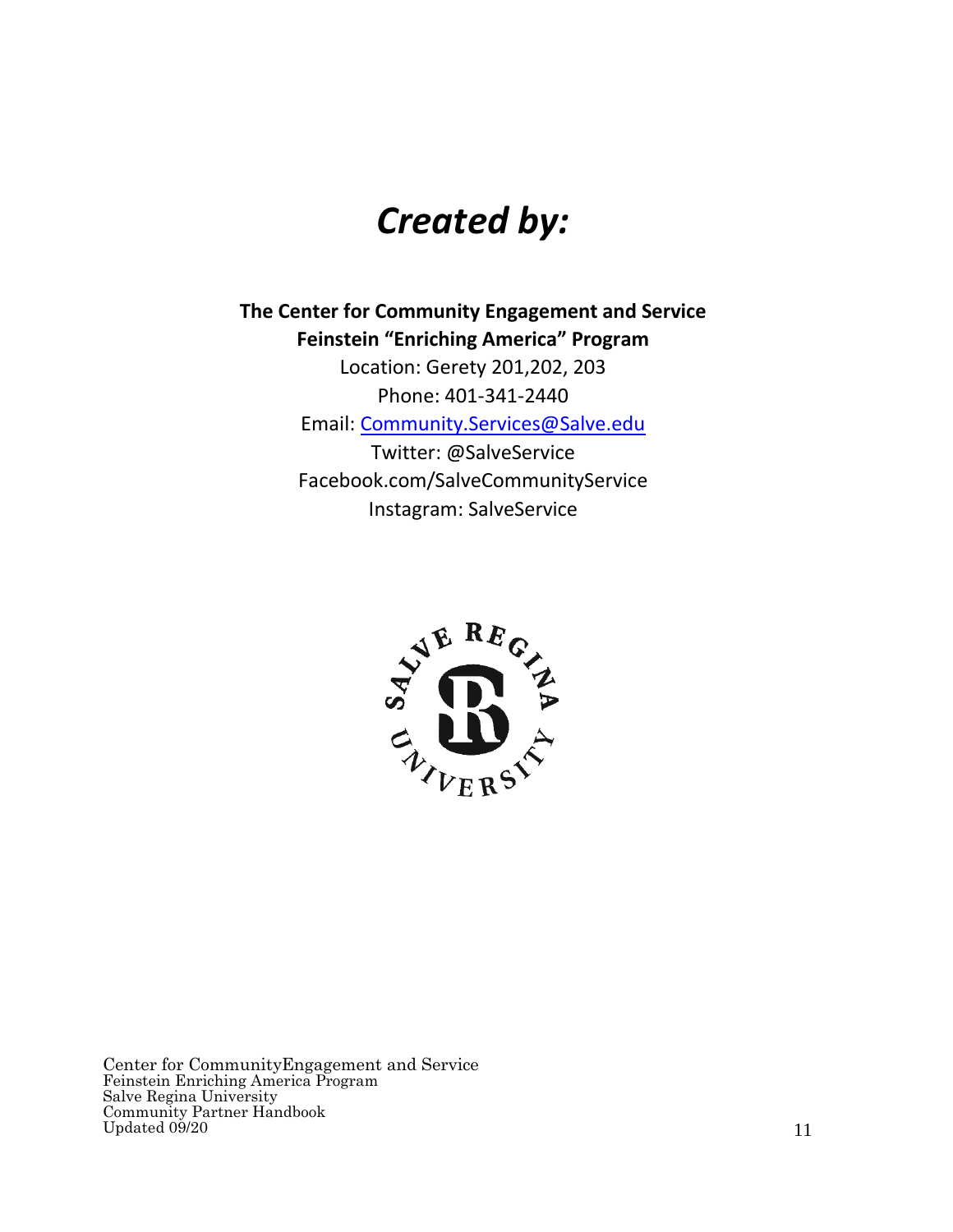# *Created by:*

**The Center for Community Engagement and Service**
**Feinstein "Enriching America" Program**
Location: Gerety 201,202, 203
Phone: 401-341-2440
Email: Community.Services@Salve.edu
Twitter: @SalveService
Facebook.com/SalveCommunityService
Instagram: SalveService